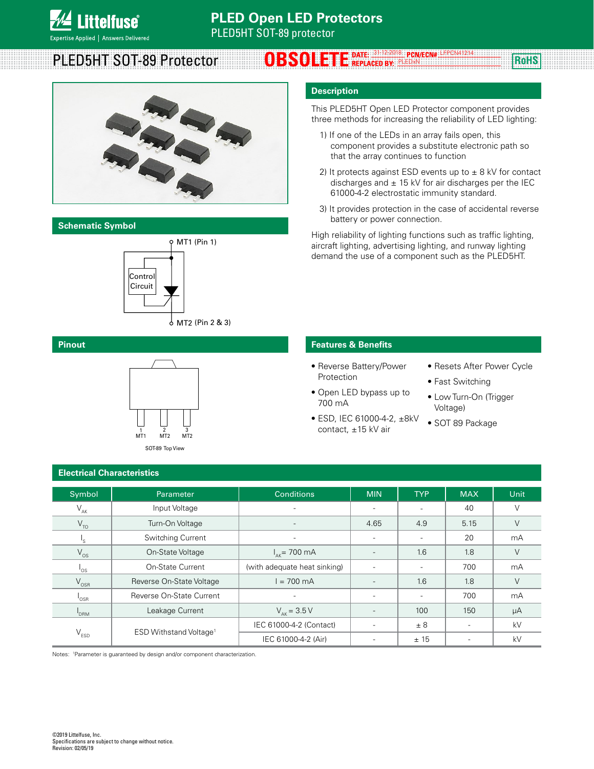# PLED Open LED Protectors

PLED5HT SOT-89 protector

## PLED5HT SOT-89 Protector

**OBSOLETE** DATE: 31-12-2018 PCN/ECN#: LFPCN41214 REPLACED BY: PLEDxN

RoHS

## Schematic Symbol

MT1 (Pin 1)

Control Circuit

MT2 (Pin 2 & 3)

## Pinout

1 MT1, 2 MT2, 3 MT2

SOT-89 Top View

## Description

This PLED5HT Open LED Protector component provides three methods for increasing the reliability of LED lighting:

1) If one of the LEDs in an array fails open, this component provides a substitute electronic path so that the array continues to function

2) It protects against ESD events up to ± 8 kV for contact discharges and ± 15 kV for air discharges per the IEC 61000-4-2 electrostatic immunity standard.

3) It provides protection in the case of accidental reverse battery or power connection.

High reliability of lighting functions such as traffic lighting, aircraft lighting, advertising lighting, and runway lighting demand the use of a component such as the PLED5HT.

## Features & Benefits

- Reverse Battery/Power Protection
- Open LED bypass up to 700 mA
- ESD, IEC 61000-4-2, ±8kV contact, ±15 kV air
- Resets After Power Cycle
- Fast Switching
- Low Turn-On (Trigger Voltage)
- SOT 89 Package

## Electrical Characteristics

| Symbol | Parameter | Conditions | MIN | TYP | MAX | Unit |
|---|---|---|---|---|---|---|
| $V_{AK}$ | Input Voltage | - | - | - | 40 | V |
| $V_{TO}$ | Turn-On Voltage | - | 4.65 | 4.9 | 5.15 | V |
| $I_S$ | Switching Current | - | - | - | 20 | mA |
| $V_{OS}$ | On-State Voltage | $I_{AK}$= 700 mA | - | 1.6 | 1.8 | V |
| $I_{OS}$ | On-State Current | (with adequate heat sinking) | - | - | 700 | mA |
| $V_{OSR}$ | Reverse On-State Voltage | I = 700 mA | - | 1.6 | 1.8 | V |
| $I_{OSR}$ | Reverse On-State Current | - | - | - | 700 | mA |
| $I_{DRM}$ | Leakage Current | $V_{AK}$ = 3.5 V | - | 100 | 150 | µA |
| $V_{ESD}$ | ESD Withstand Voltage[1] | IEC 61000-4-2 (Contact) | - | ± 8 | - | kV |
| | | IEC 61000-4-2 (Air) | - | ± 15 | - | kV |

Notes: [1]Parameter is guaranteed by design and/or component characterization.

©2019 Littelfuse, Inc.
Specifications are subject to change without notice.
Revision: 02/05/19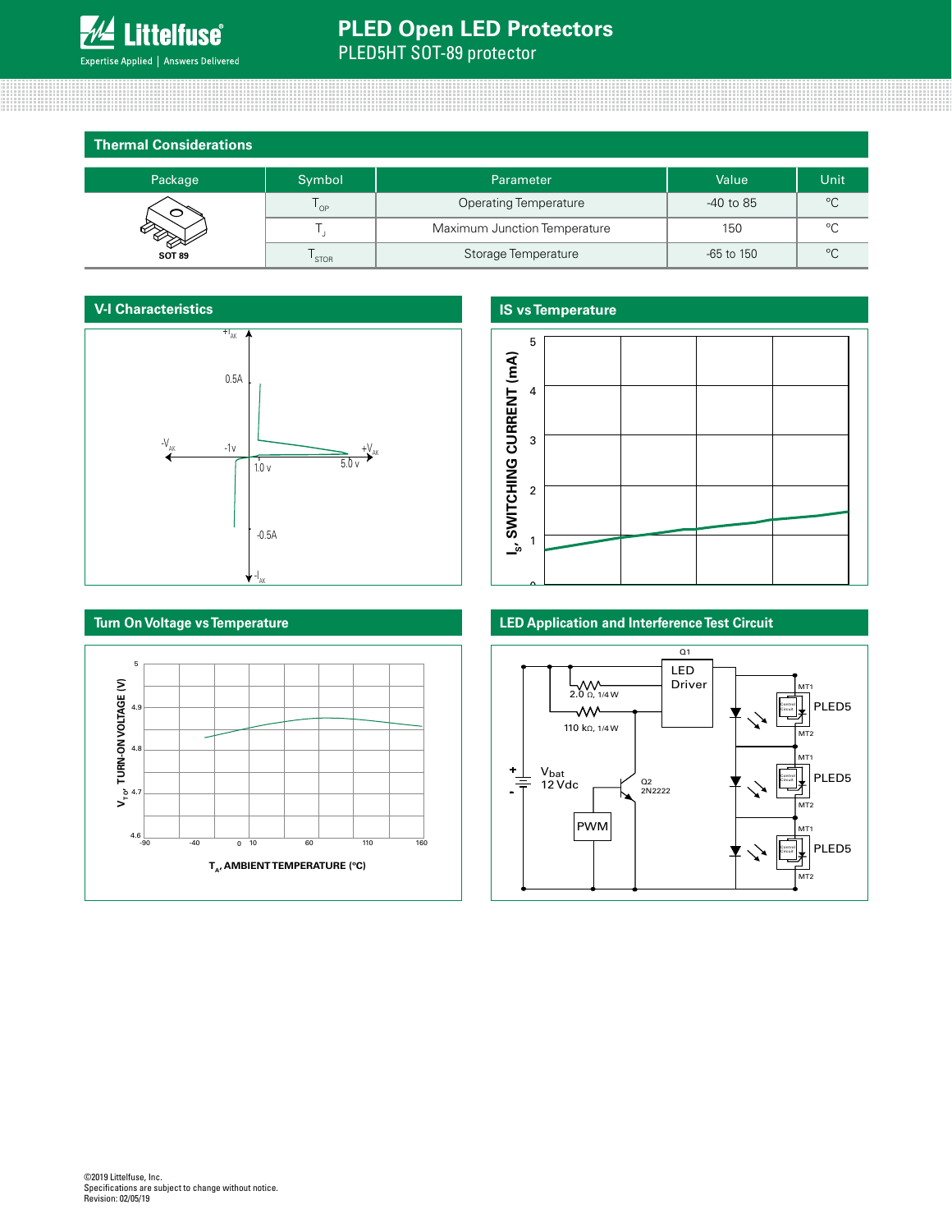## Thermal Considerations

| Package | Symbol | Parameter | Value | Unit |
|---|---|---|---|---|
| SOT 89 | $T_{OP}$ | Operating Temperature | -40 to 85 | °C |
| | $T_J$ | Maximum Junction Temperature | 150 | °C |
| | $T_{STOR}$ | Storage Temperature | -65 to 150 | °C |

## V-I Characteristics

## IS vs Temperature

## Turn On Voltage vs Temperature

## LED Application and Interference Test Circuit

©2019 Littelfuse, Inc.
Specifications are subject to change without notice.
Revision: 02/05/19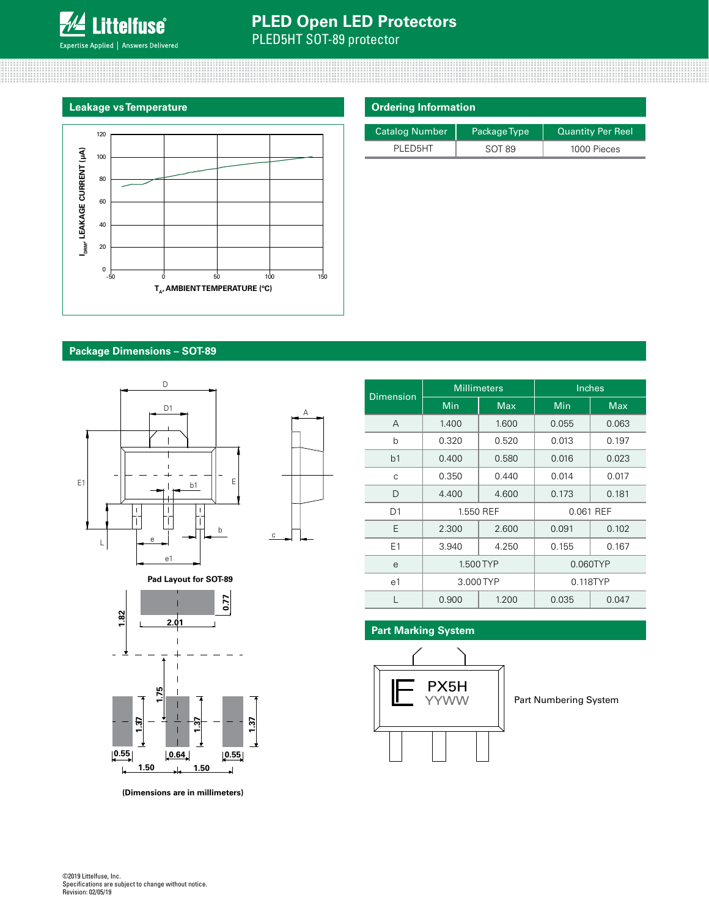## Leakage vs Temperature

## Ordering Information

| Catalog Number | Package Type | Quantity Per Reel |
|---|---|---|
| PLED5HT | SOT 89 | 1000 Pieces |

## Package Dimensions – SOT-89

Pad Layout for SOT-89

(Dimensions are in millimeters)

| Dimension | Millimeters | | Inches | |
|---|---|---|---|---|
| | Min | Max | Min | Max |
| A | 1.400 | 1.600 | 0.055 | 0.063 |
| b | 0.320 | 0.520 | 0.013 | 0.197 |
| b1 | 0.400 | 0.580 | 0.016 | 0.023 |
| c | 0.350 | 0.440 | 0.014 | 0.017 |
| D | 4.400 | 4.600 | 0.173 | 0.181 |
| D1 | 1.550 REF | | 0.061 REF | |
| E | 2.300 | 2.600 | 0.091 | 0.102 |
| E1 | 3.940 | 4.250 | 0.155 | 0.167 |
| e | 1.500 TYP | | 0.060TYP | |
| e1 | 3.000 TYP | | 0.118TYP | |
| L | 0.900 | 1.200 | 0.035 | 0.047 |

## Part Marking System

PX5H
YYWW

Part Numbering System

©2019 Littelfuse, Inc.
Specifications are subject to change without notice.
Revision: 02/05/19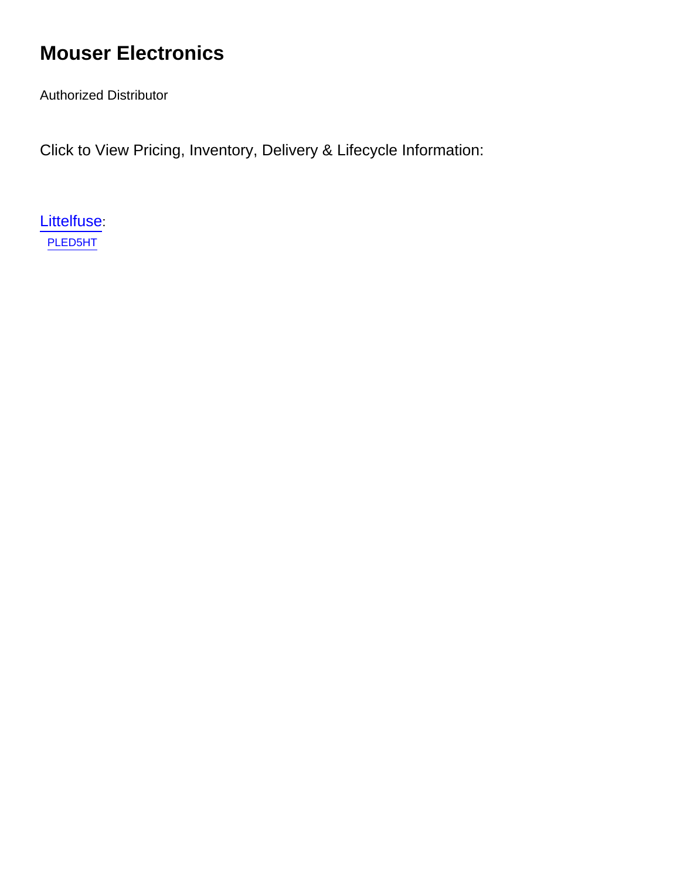# Mouser Electronics

Authorized Distributor

Click to View Pricing, Inventory, Delivery & Lifecycle Information:

Littelfuse:

PLED5HT